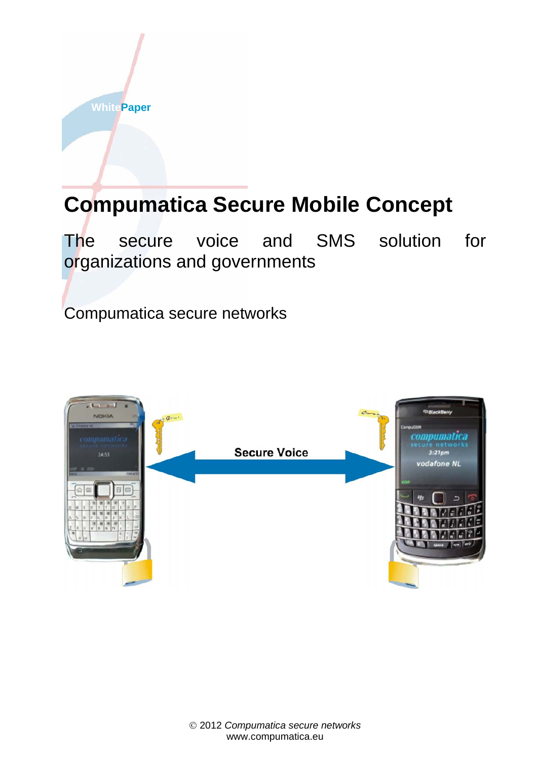WhitePaper

# Compumatica Secure Mobile Concept

The secure voice and SMS solution for organizations and governments

Compumatica secure networks

Secure Voice

© 2012 *Compumatica secure networks*
www.compumatica.eu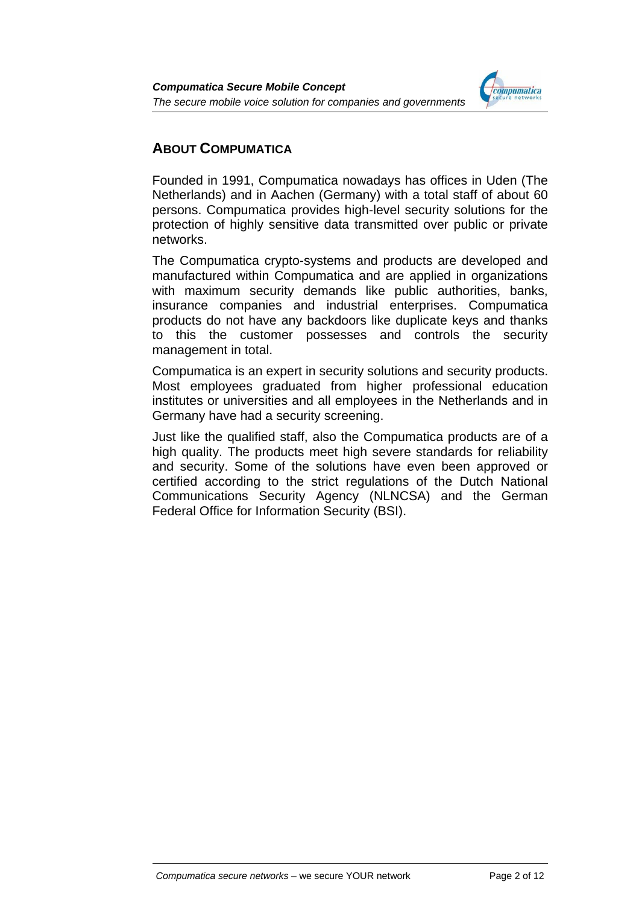## ABOUT COMPUMATICA

Founded in 1991, Compumatica nowadays has offices in Uden (The Netherlands) and in Aachen (Germany) with a total staff of about 60 persons. Compumatica provides high-level security solutions for the protection of highly sensitive data transmitted over public or private networks.

The Compumatica crypto-systems and products are developed and manufactured within Compumatica and are applied in organizations with maximum security demands like public authorities, banks, insurance companies and industrial enterprises. Compumatica products do not have any backdoors like duplicate keys and thanks to this the customer possesses and controls the security management in total.

Compumatica is an expert in security solutions and security products. Most employees graduated from higher professional education institutes or universities and all employees in the Netherlands and in Germany have had a security screening.

Just like the qualified staff, also the Compumatica products are of a high quality. The products meet high severe standards for reliability and security. Some of the solutions have even been approved or certified according to the strict regulations of the Dutch National Communications Security Agency (NLNCSA) and the German Federal Office for Information Security (BSI).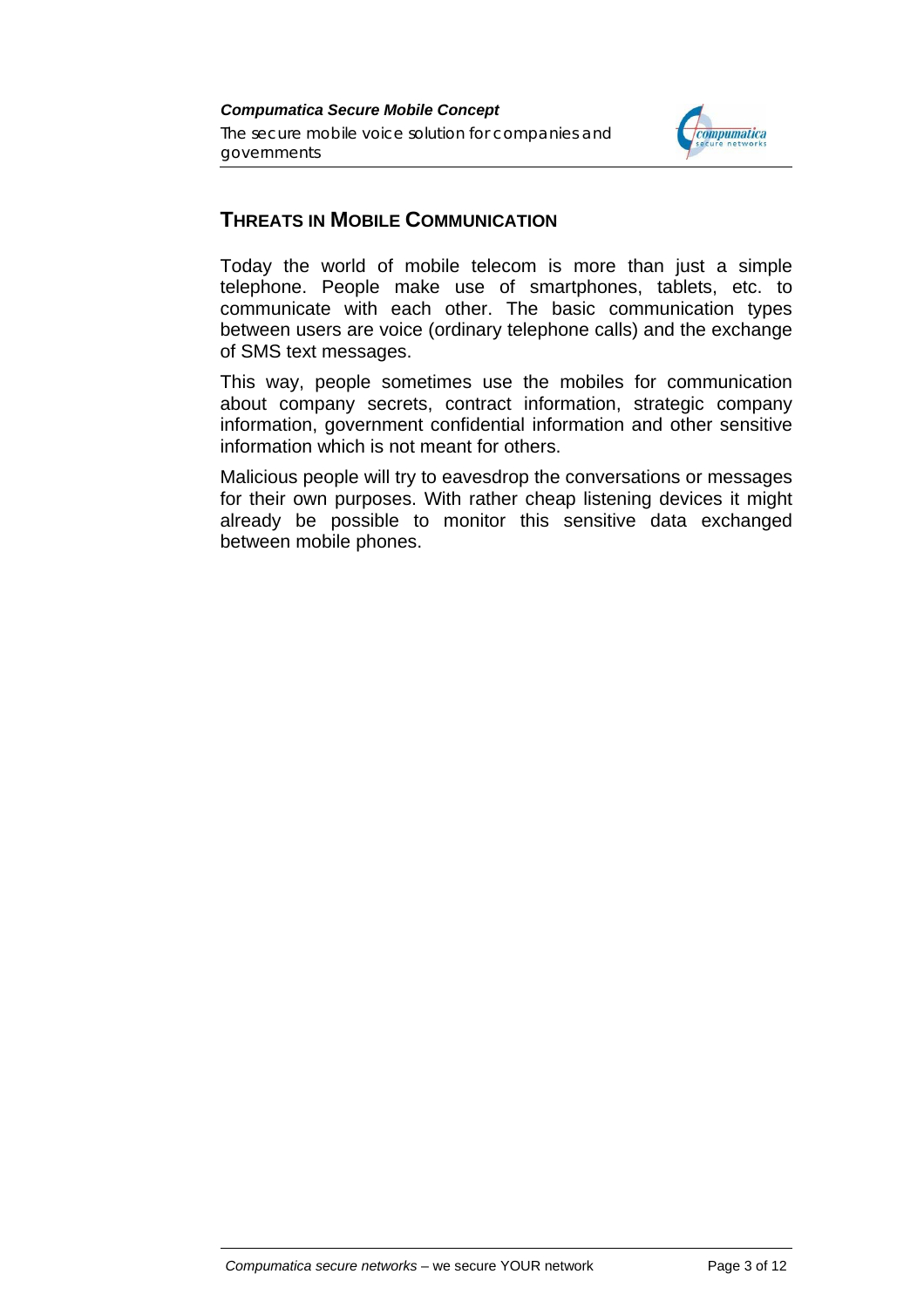## THREATS IN MOBILE COMMUNICATION

Today the world of mobile telecom is more than just a simple telephone. People make use of smartphones, tablets, etc. to communicate with each other. The basic communication types between users are voice (ordinary telephone calls) and the exchange of SMS text messages.

This way, people sometimes use the mobiles for communication about company secrets, contract information, strategic company information, government confidential information and other sensitive information which is not meant for others.

Malicious people will try to eavesdrop the conversations or messages for their own purposes. With rather cheap listening devices it might already be possible to monitor this sensitive data exchanged between mobile phones.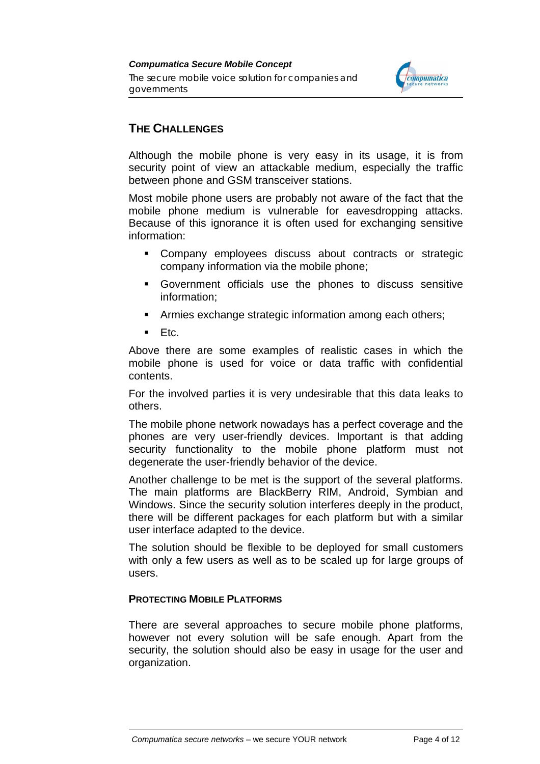## THE CHALLENGES

Although the mobile phone is very easy in its usage, it is from security point of view an attackable medium, especially the traffic between phone and GSM transceiver stations.

Most mobile phone users are probably not aware of the fact that the mobile phone medium is vulnerable for eavesdropping attacks. Because of this ignorance it is often used for exchanging sensitive information:

- Company employees discuss about contracts or strategic company information via the mobile phone;
- Government officials use the phones to discuss sensitive information;
- Armies exchange strategic information among each others;
- Etc.

Above there are some examples of realistic cases in which the mobile phone is used for voice or data traffic with confidential contents.

For the involved parties it is very undesirable that this data leaks to others.

The mobile phone network nowadays has a perfect coverage and the phones are very user-friendly devices. Important is that adding security functionality to the mobile phone platform must not degenerate the user-friendly behavior of the device.

Another challenge to be met is the support of the several platforms. The main platforms are BlackBerry RIM, Android, Symbian and Windows. Since the security solution interferes deeply in the product, there will be different packages for each platform but with a similar user interface adapted to the device.

The solution should be flexible to be deployed for small customers with only a few users as well as to be scaled up for large groups of users.

### PROTECTING MOBILE PLATFORMS

There are several approaches to secure mobile phone platforms, however not every solution will be safe enough. Apart from the security, the solution should also be easy in usage for the user and organization.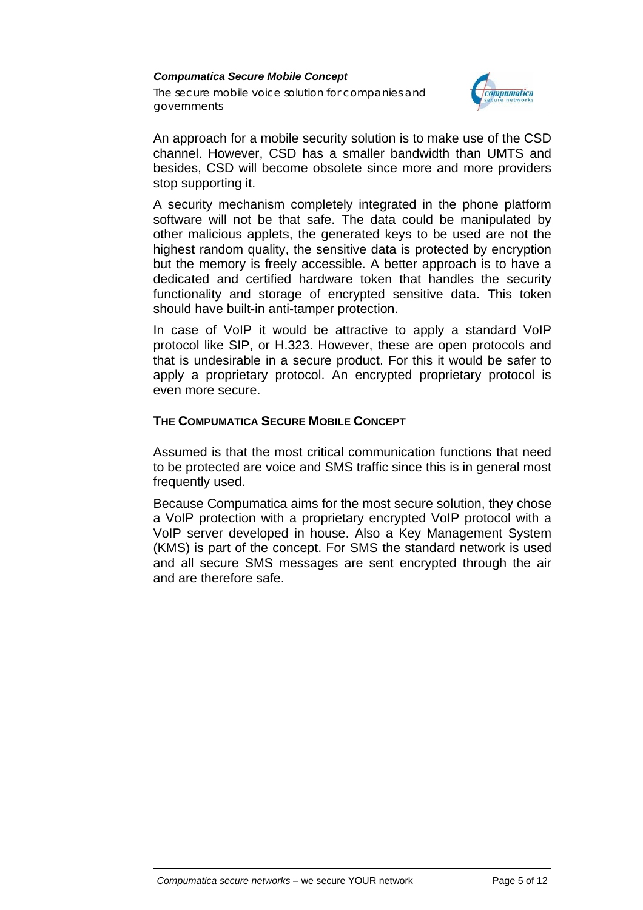An approach for a mobile security solution is to make use of the CSD channel. However, CSD has a smaller bandwidth than UMTS and besides, CSD will become obsolete since more and more providers stop supporting it.

A security mechanism completely integrated in the phone platform software will not be that safe. The data could be manipulated by other malicious applets, the generated keys to be used are not the highest random quality, the sensitive data is protected by encryption but the memory is freely accessible. A better approach is to have a dedicated and certified hardware token that handles the security functionality and storage of encrypted sensitive data. This token should have built-in anti-tamper protection.

In case of VoIP it would be attractive to apply a standard VoIP protocol like SIP, or H.323. However, these are open protocols and that is undesirable in a secure product. For this it would be safer to apply a proprietary protocol. An encrypted proprietary protocol is even more secure.

## THE COMPUMATICA SECURE MOBILE CONCEPT

Assumed is that the most critical communication functions that need to be protected are voice and SMS traffic since this is in general most frequently used.

Because Compumatica aims for the most secure solution, they chose a VoIP protection with a proprietary encrypted VoIP protocol with a VoIP server developed in house. Also a Key Management System (KMS) is part of the concept. For SMS the standard network is used and all secure SMS messages are sent encrypted through the air and are therefore safe.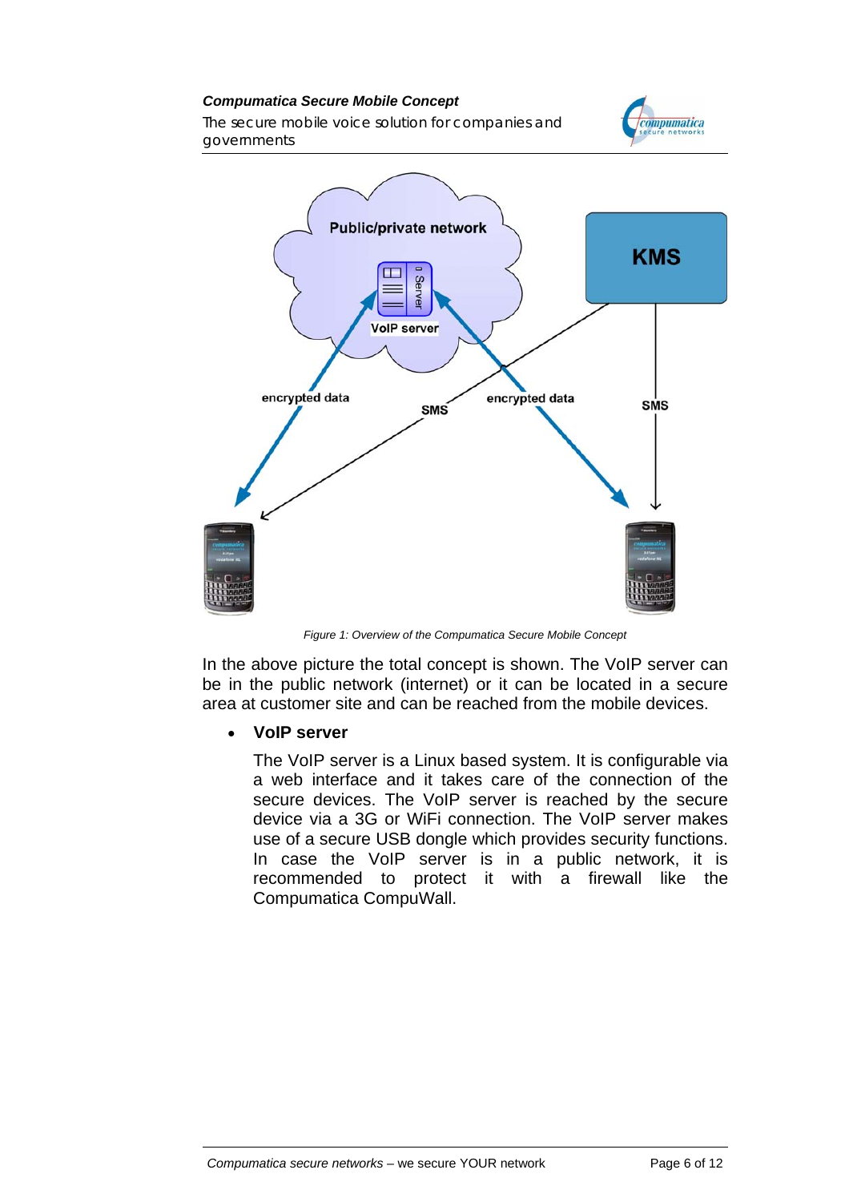Figure 1: Overview of the Compumatica Secure Mobile Concept

In the above picture the total concept is shown. The VoIP server can be in the public network (internet) or it can be located in a secure area at customer site and can be reached from the mobile devices.

- **VoIP server**

  The VoIP server is a Linux based system. It is configurable via a web interface and it takes care of the connection of the secure devices. The VoIP server is reached by the secure device via a 3G or WiFi connection. The VoIP server makes use of a secure USB dongle which provides security functions. In case the VoIP server is in a public network, it is recommended to protect it with a firewall like the Compumatica CompuWall.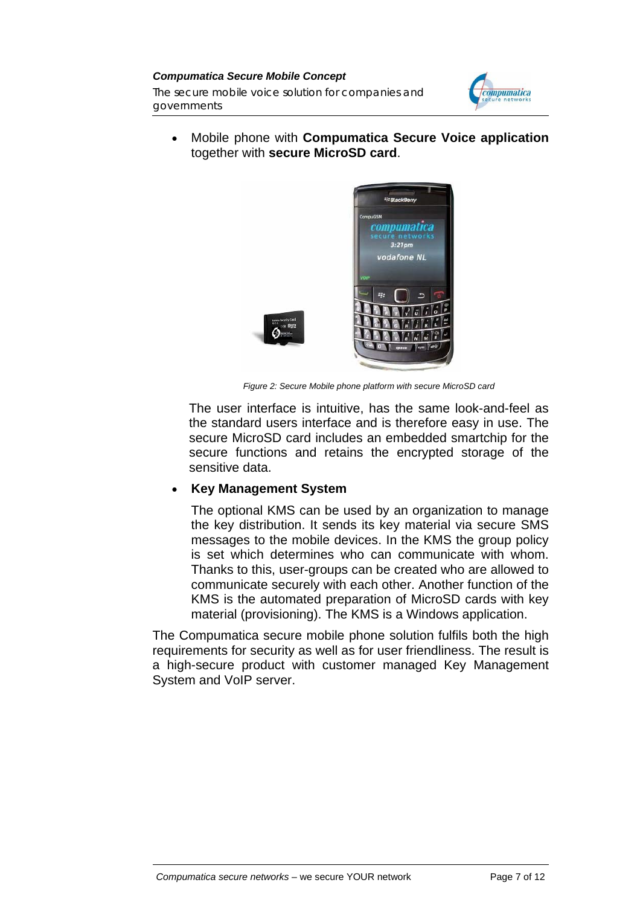- Mobile phone with **Compumatica Secure Voice application** together with **secure MicroSD card**.

*Figure 2: Secure Mobile phone platform with secure MicroSD card*

The user interface is intuitive, has the same look-and-feel as the standard users interface and is therefore easy in use. The secure MicroSD card includes an embedded smartchip for the secure functions and retains the encrypted storage of the sensitive data.

- **Key Management System**

  The optional KMS can be used by an organization to manage the key distribution. It sends its key material via secure SMS messages to the mobile devices. In the KMS the group policy is set which determines who can communicate with whom. Thanks to this, user-groups can be created who are allowed to communicate securely with each other. Another function of the KMS is the automated preparation of MicroSD cards with key material (provisioning). The KMS is a Windows application.

The Compumatica secure mobile phone solution fulfils both the high requirements for security as well as for user friendliness. The result is a high-secure product with customer managed Key Management System and VoIP server.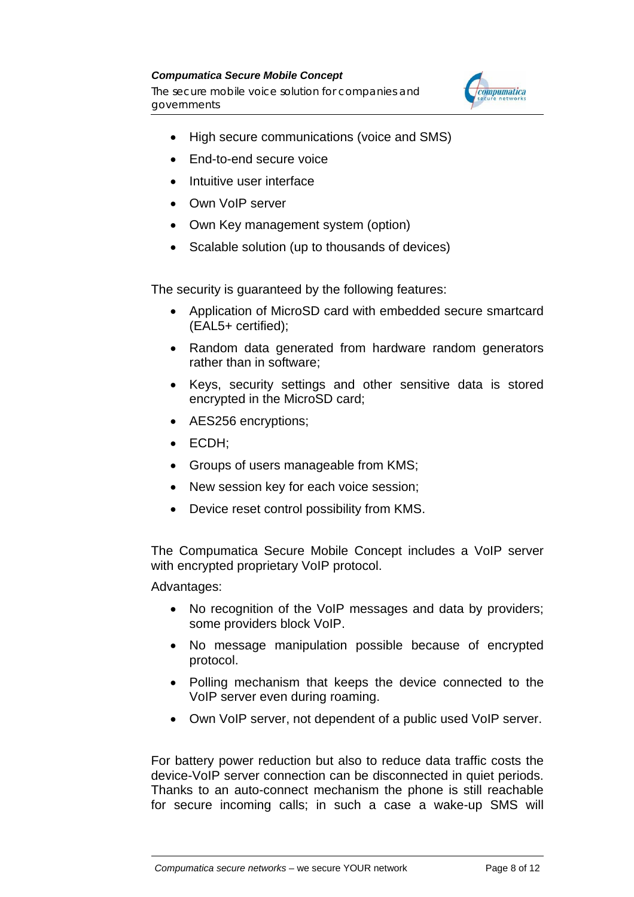- High secure communications (voice and SMS)
- End-to-end secure voice
- Intuitive user interface
- Own VoIP server
- Own Key management system (option)
- Scalable solution (up to thousands of devices)

The security is guaranteed by the following features:

- Application of MicroSD card with embedded secure smartcard (EAL5+ certified);
- Random data generated from hardware random generators rather than in software;
- Keys, security settings and other sensitive data is stored encrypted in the MicroSD card;
- AES256 encryptions;
- ECDH;
- Groups of users manageable from KMS;
- New session key for each voice session;
- Device reset control possibility from KMS.

The Compumatica Secure Mobile Concept includes a VoIP server with encrypted proprietary VoIP protocol.

Advantages:

- No recognition of the VoIP messages and data by providers; some providers block VoIP.
- No message manipulation possible because of encrypted protocol.
- Polling mechanism that keeps the device connected to the VoIP server even during roaming.
- Own VoIP server, not dependent of a public used VoIP server.

For battery power reduction but also to reduce data traffic costs the device-VoIP server connection can be disconnected in quiet periods. Thanks to an auto-connect mechanism the phone is still reachable for secure incoming calls; in such a case a wake-up SMS will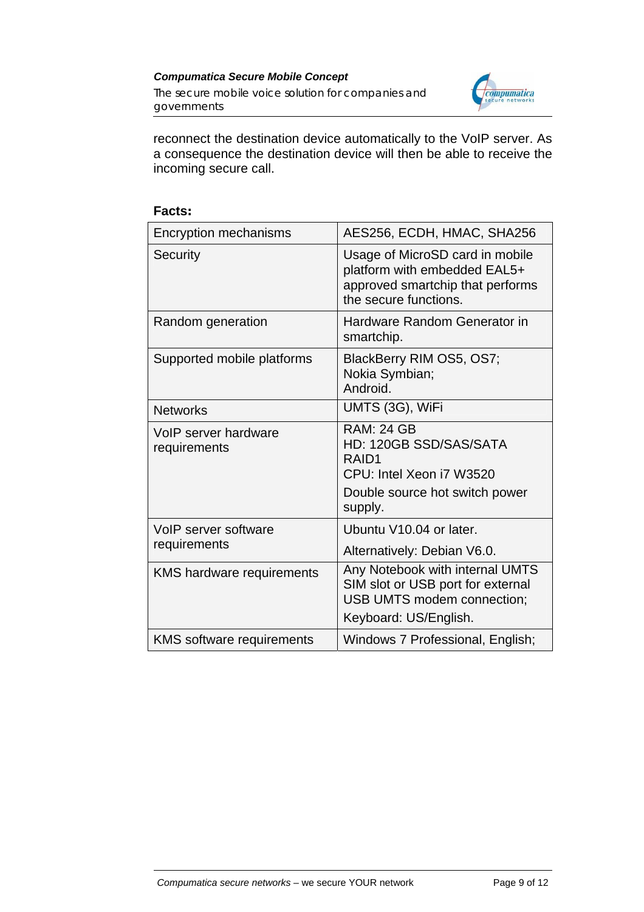reconnect the destination device automatically to the VoIP server. As a consequence the destination device will then be able to receive the incoming secure call.

**Facts:**

| Encryption mechanisms | AES256, ECDH, HMAC, SHA256 |
|---|---|
| Security | Usage of MicroSD card in mobile platform with embedded EAL5+ approved smartchip that performs the secure functions. |
| Random generation | Hardware Random Generator in smartchip. |
| Supported mobile platforms | BlackBerry RIM OS5, OS7;<br>Nokia Symbian;<br>Android. |
| Networks | UMTS (3G), WiFi |
| VoIP server hardware requirements | RAM: 24 GB<br>HD: 120GB SSD/SAS/SATA RAID1<br>CPU: Intel Xeon i7 W3520<br>Double source hot switch power supply. |
| VoIP server software requirements | Ubuntu V10.04 or later.<br>Alternatively: Debian V6.0. |
| KMS hardware requirements | Any Notebook with internal UMTS SIM slot or USB port for external USB UMTS modem connection;<br>Keyboard: US/English. |
| KMS software requirements | Windows 7 Professional, English; |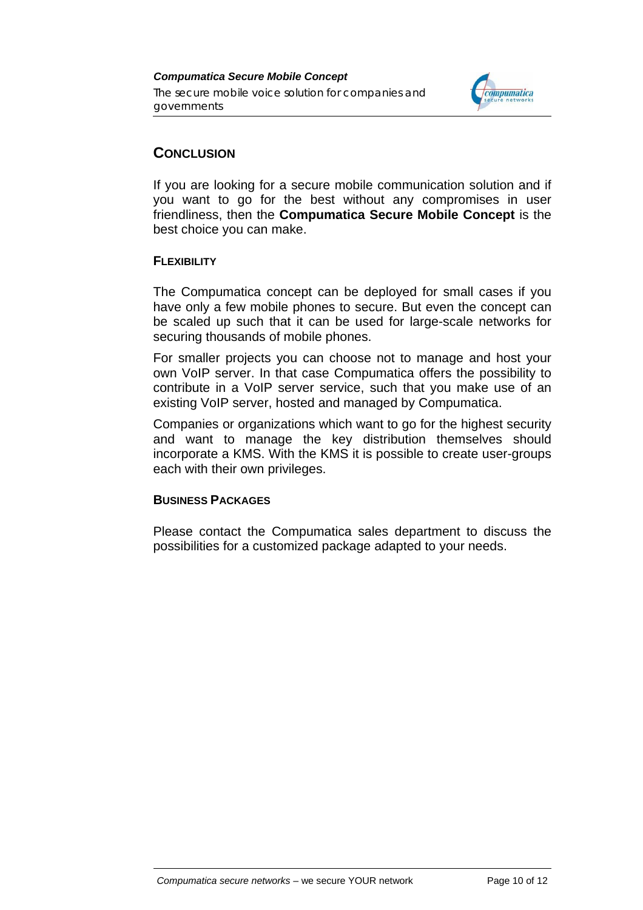## CONCLUSION

If you are looking for a secure mobile communication solution and if you want to go for the best without any compromises in user friendliness, then the **Compumatica Secure Mobile Concept** is the best choice you can make.

### FLEXIBILITY

The Compumatica concept can be deployed for small cases if you have only a few mobile phones to secure. But even the concept can be scaled up such that it can be used for large-scale networks for securing thousands of mobile phones.

For smaller projects you can choose not to manage and host your own VoIP server. In that case Compumatica offers the possibility to contribute in a VoIP server service, such that you make use of an existing VoIP server, hosted and managed by Compumatica.

Companies or organizations which want to go for the highest security and want to manage the key distribution themselves should incorporate a KMS. With the KMS it is possible to create user-groups each with their own privileges.

### BUSINESS PACKAGES

Please contact the Compumatica sales department to discuss the possibilities for a customized package adapted to your needs.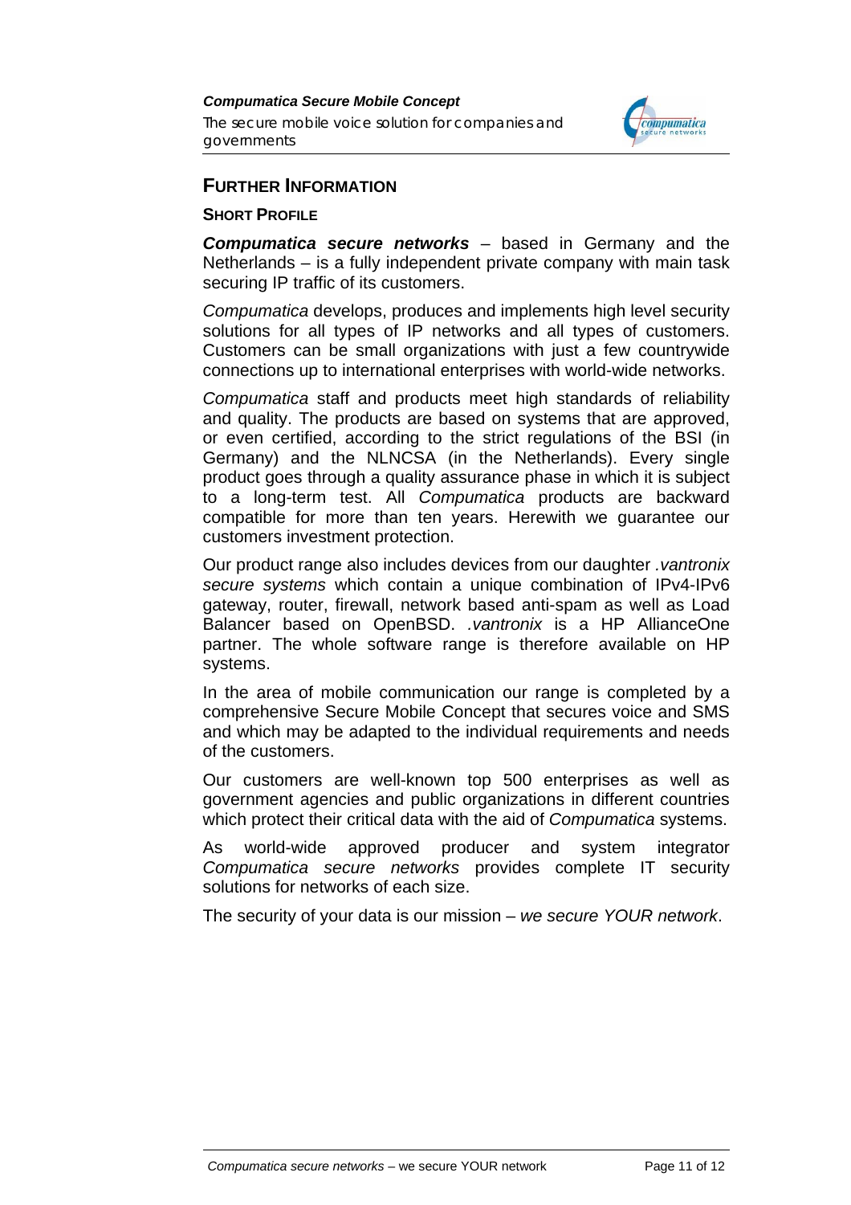## FURTHER INFORMATION

### SHORT PROFILE

***Compumatica secure networks*** – based in Germany and the Netherlands – is a fully independent private company with main task securing IP traffic of its customers.

*Compumatica* develops, produces and implements high level security solutions for all types of IP networks and all types of customers. Customers can be small organizations with just a few countrywide connections up to international enterprises with world-wide networks.

*Compumatica* staff and products meet high standards of reliability and quality. The products are based on systems that are approved, or even certified, according to the strict regulations of the BSI (in Germany) and the NLNCSA (in the Netherlands). Every single product goes through a quality assurance phase in which it is subject to a long-term test. All *Compumatica* products are backward compatible for more than ten years. Herewith we guarantee our customers investment protection.

Our product range also includes devices from our daughter *.vantronix secure systems* which contain a unique combination of IPv4-IPv6 gateway, router, firewall, network based anti-spam as well as Load Balancer based on OpenBSD. *.vantronix* is a HP AllianceOne partner. The whole software range is therefore available on HP systems.

In the area of mobile communication our range is completed by a comprehensive Secure Mobile Concept that secures voice and SMS and which may be adapted to the individual requirements and needs of the customers.

Our customers are well-known top 500 enterprises as well as government agencies and public organizations in different countries which protect their critical data with the aid of *Compumatica* systems.

As world-wide approved producer and system integrator *Compumatica secure networks* provides complete IT security solutions for networks of each size.

The security of your data is our mission – *we secure YOUR network*.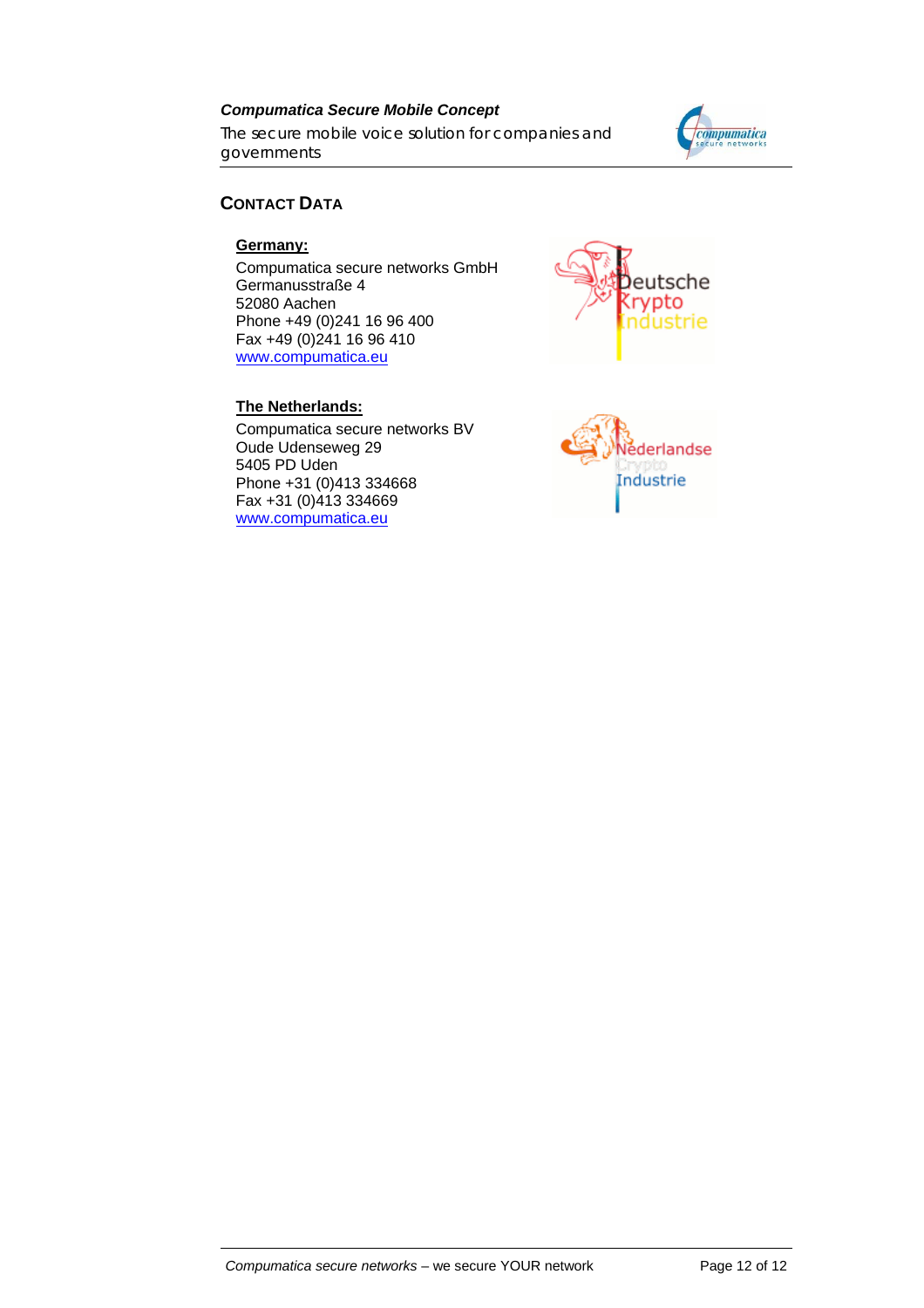## Contact Data

**Germany:**

Compumatica secure networks GmbH
Germanusstraße 4
52080 Aachen
Phone +49 (0)241 16 96 400
Fax +49 (0)241 16 96 410
www.compumatica.eu

**The Netherlands:**

Compumatica secure networks BV
Oude Udenseweg 29
5405 PD Uden
Phone +31 (0)413 334668
Fax +31 (0)413 334669
www.compumatica.eu